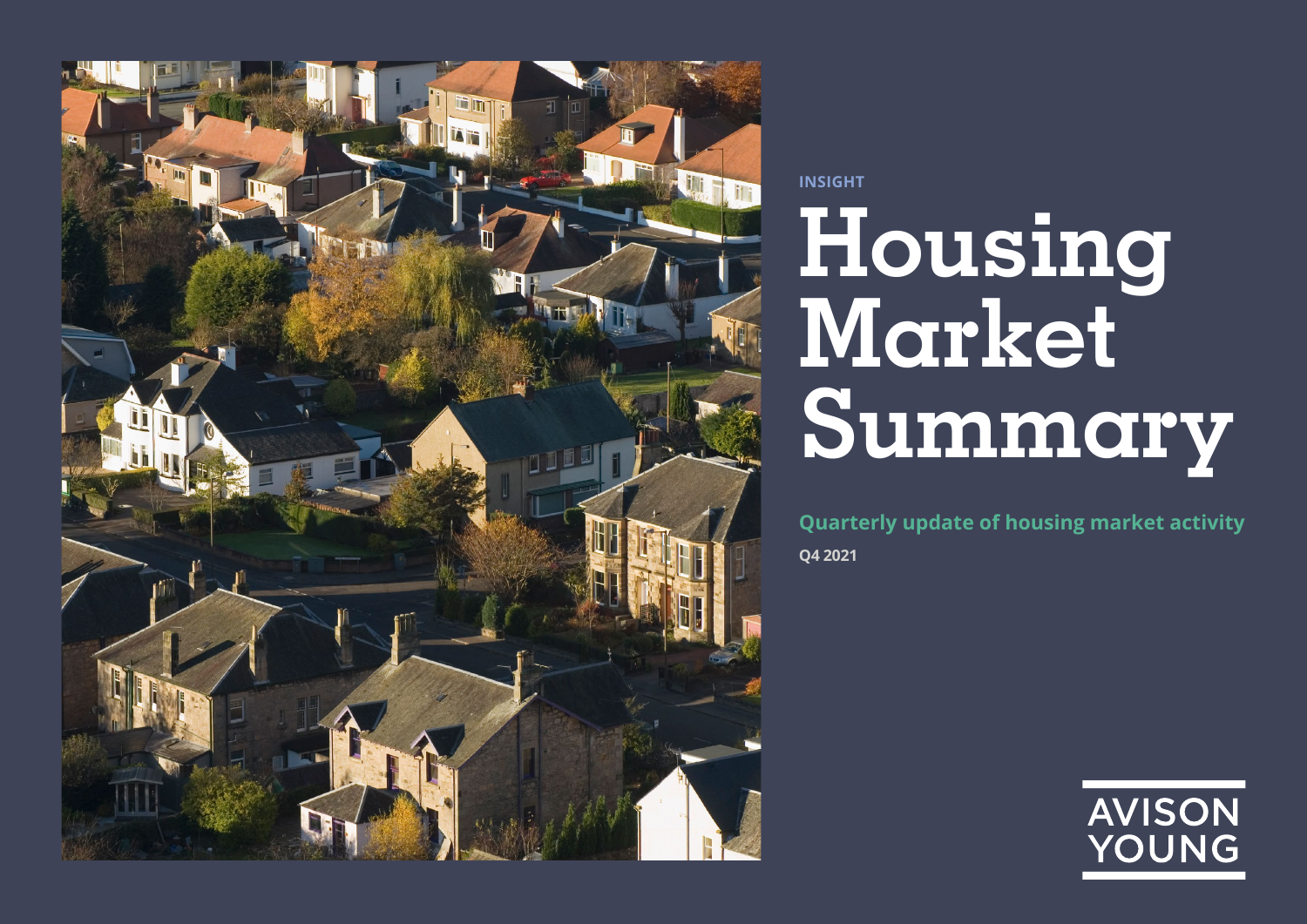INSIGHT

# Housing Market Summary

**Quarterly update of housing market activity**

**Q4 2021**

AVISON YOUNG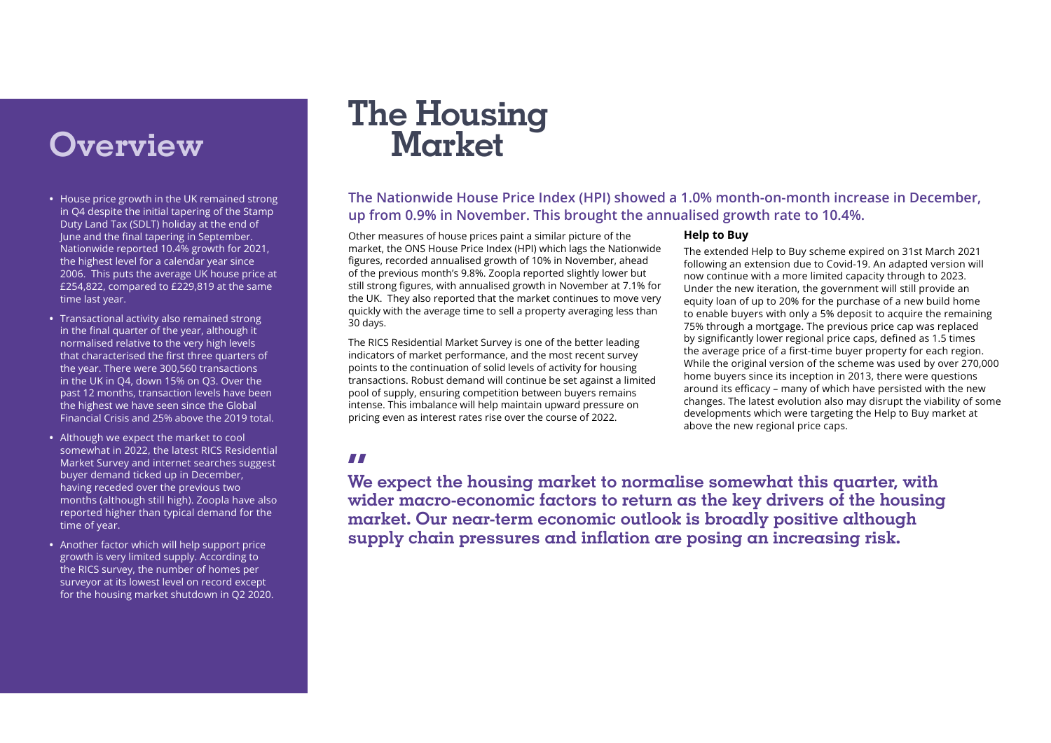# Overview

- House price growth in the UK remained strong in Q4 despite the initial tapering of the Stamp Duty Land Tax (SDLT) holiday at the end of June and the final tapering in September. Nationwide reported 10.4% growth for 2021, the highest level for a calendar year since 2006. This puts the average UK house price at £254,822, compared to £229,819 at the same time last year.
- Transactional activity also remained strong in the final quarter of the year, although it normalised relative to the very high levels that characterised the first three quarters of the year. There were 300,560 transactions in the UK in Q4, down 15% on Q3. Over the past 12 months, transaction levels have been the highest we have seen since the Global Financial Crisis and 25% above the 2019 total.
- Although we expect the market to cool somewhat in 2022, the latest RICS Residential Market Survey and internet searches suggest buyer demand ticked up in December, having receded over the previous two months (although still high). Zoopla have also reported higher than typical demand for the time of year.
- Another factor which will help support price growth is very limited supply. According to the RICS survey, the number of homes per surveyor at its lowest level on record except for the housing market shutdown in Q2 2020.

# The Housing Market

**The Nationwide House Price Index (HPI) showed a 1.0% month-on-month increase in December, up from 0.9% in November. This brought the annualised growth rate to 10.4%.**

Other measures of house prices paint a similar picture of the market, the ONS House Price Index (HPI) which lags the Nationwide figures, recorded annualised growth of 10% in November, ahead of the previous month's 9.8%. Zoopla reported slightly lower but still strong figures, with annualised growth in November at 7.1% for the UK. They also reported that the market continues to move very quickly with the average time to sell a property averaging less than 30 days.

The RICS Residential Market Survey is one of the better leading indicators of market performance, and the most recent survey points to the continuation of solid levels of activity for housing transactions. Robust demand will continue be set against a limited pool of supply, ensuring competition between buyers remains intense. This imbalance will help maintain upward pressure on pricing even as interest rates rise over the course of 2022.

### Help to Buy

The extended Help to Buy scheme expired on 31st March 2021 following an extension due to Covid-19. An adapted version will now continue with a more limited capacity through to 2023. Under the new iteration, the government will still provide an equity loan of up to 20% for the purchase of a new build home to enable buyers with only a 5% deposit to acquire the remaining 75% through a mortgage. The previous price cap was replaced by significantly lower regional price caps, defined as 1.5 times the average price of a first-time buyer property for each region. While the original version of the scheme was used by over 270,000 home buyers since its inception in 2013, there were questions around its efficacy – many of which have persisted with the new changes. The latest evolution also may disrupt the viability of some developments which were targeting the Help to Buy market at above the new regional price caps.

> **"We expect the housing market to normalise somewhat this quarter, with wider macro-economic factors to return as the key drivers of the housing market. Our near-term economic outlook is broadly positive although supply chain pressures and inflation are posing an increasing risk.**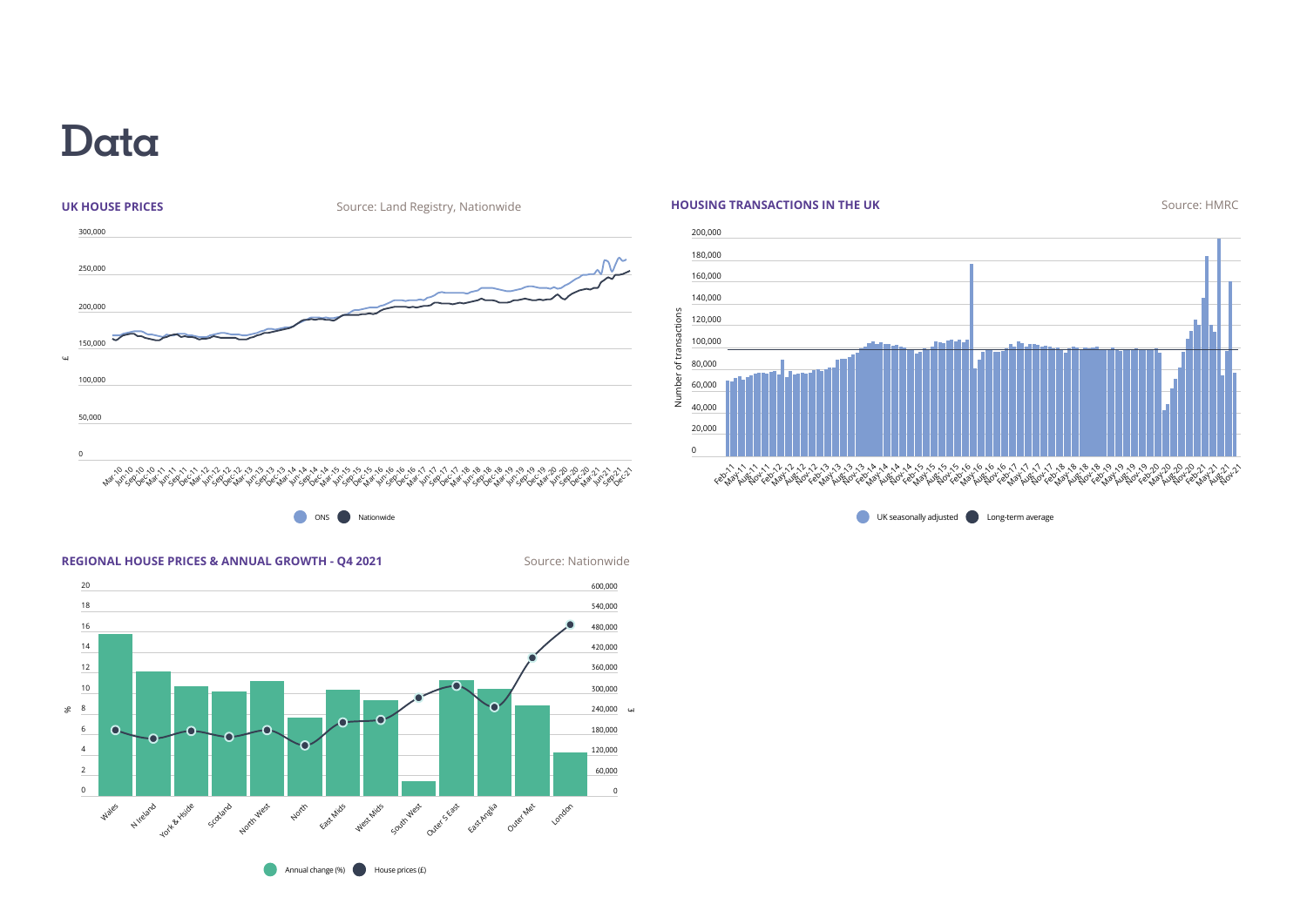# Data

**UK HOUSE PRICES**

Source: Land Registry, Nationwide

ONS · Nationwide

**HOUSING TRANSACTIONS IN THE UK**

Source: HMRC

UK seasonally adjusted · Long-term average

**REGIONAL HOUSE PRICES & ANNUAL GROWTH - Q4 2021**

Source: Nationwide

Annual change (%) · House prices (£)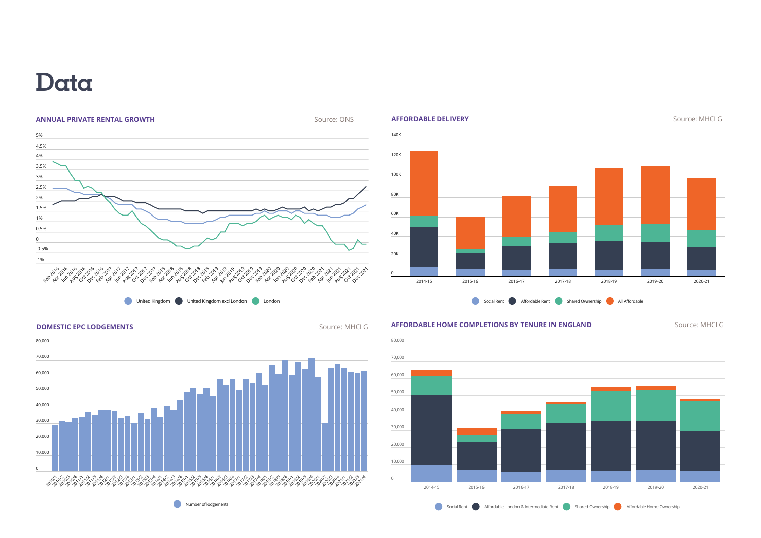# Data

## ANNUAL PRIVATE RENTAL GROWTH

Source: ONS

5%
4.5%
4%
3.5%
3%
2.5%
2%
1.5%
1%
0.5%
0
-0.5%
-1%

Feb 2016, Apr 2016, Jun 2016, Aug 2016, Oct 2016, Dec 2016, Feb 2017, Apr 2017, Jun 2017, Aug 2017, Oct 2017, Dec 2017, Feb 2018, Apr 2018, Jun 2018, Aug 2018, Oct 2018, Dec 2018, Feb 2019, Apr 2019, Jun 2019, Aug 2019, Oct 2019, Dec 2019, Feb 2020, Apr 2020, Jun 2020, Aug 2020, Oct 2020, Dec 2020, Feb 2021, Apr 2021, Jun 2021, Aug 2021, Oct 2021, Dec 2021

United Kingdom · United Kingdom excl London · London

## AFFORDABLE DELIVERY

Source: MHCLG

140K
120K
100K
80K
60K
40K
20K
0

2014-15, 2015-16, 2016-17, 2017-18, 2018-19, 2019-20, 2020-21

Social Rent · Affordable Rent · Shared Ownership · All Affordable

## DOMESTIC EPC LODGEMENTS

Source: MHCLG

80,000
70,000
60,000
50,000
40,000
30,000
20,000
10,000
0

2010/1, 2010/2, 2010/3, 2010/4, 2011/1, 2011/2, 2011/3, 2011/4, 2012/1, 2012/2, 2012/3, 2012/4, 2013/1, 2013/2, 2013/3, 2013/4, 2014/1, 2014/2, 2014/3, 2014/4, 2015/1, 2015/2, 2015/3, 2015/4, 2016/1, 2016/2, 2016/3, 2016/4, 2017/1, 2017/2, 2017/3, 2017/4, 2018/1, 2018/2, 2018/3, 2018/4, 2019/1, 2019/2, 2019/3, 2019/4, 2020/1, 2020/2, 2020/3, 2020/4, 2021/1, 2021/2, 2021/3, 2021/4

Number of lodgements

## AFFORDABLE HOME COMPLETIONS BY TENURE IN ENGLAND

Source: MHCLG

80,000
70,000
60,000
50,000
40,000
30,000
20,000
10,000
0

2014-15, 2015-16, 2016-17, 2017-18, 2018-19, 2019-20, 2020-21

Social Rent · Affordable, London & Intermediate Rent · Shared Ownership · Affordable Home Ownership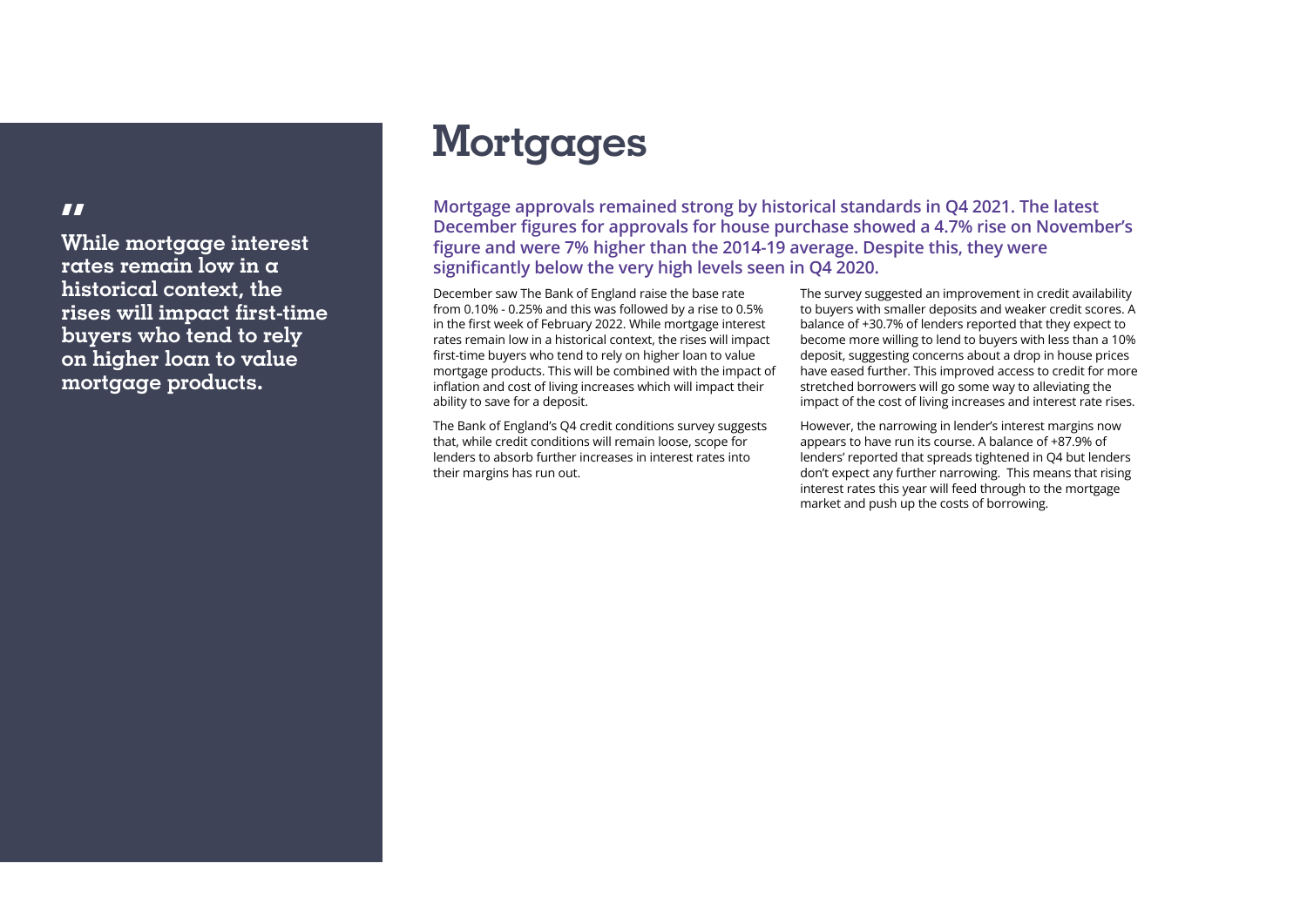> "
>
> **While mortgage interest rates remain low in a historical context, the rises will impact first-time buyers who tend to rely on higher loan to value mortgage products.**

# Mortgages

**Mortgage approvals remained strong by historical standards in Q4 2021. The latest December figures for approvals for house purchase showed a 4.7% rise on November's figure and were 7% higher than the 2014-19 average. Despite this, they were significantly below the very high levels seen in Q4 2020.**

December saw The Bank of England raise the base rate from 0.10% - 0.25% and this was followed by a rise to 0.5% in the first week of February 2022. While mortgage interest rates remain low in a historical context, the rises will impact first-time buyers who tend to rely on higher loan to value mortgage products. This will be combined with the impact of inflation and cost of living increases which will impact their ability to save for a deposit.

The Bank of England's Q4 credit conditions survey suggests that, while credit conditions will remain loose, scope for lenders to absorb further increases in interest rates into their margins has run out.

The survey suggested an improvement in credit availability to buyers with smaller deposits and weaker credit scores. A balance of +30.7% of lenders reported that they expect to become more willing to lend to buyers with less than a 10% deposit, suggesting concerns about a drop in house prices have eased further. This improved access to credit for more stretched borrowers will go some way to alleviating the impact of the cost of living increases and interest rate rises.

However, the narrowing in lender's interest margins now appears to have run its course. A balance of +87.9% of lenders' reported that spreads tightened in Q4 but lenders don't expect any further narrowing. This means that rising interest rates this year will feed through to the mortgage market and push up the costs of borrowing.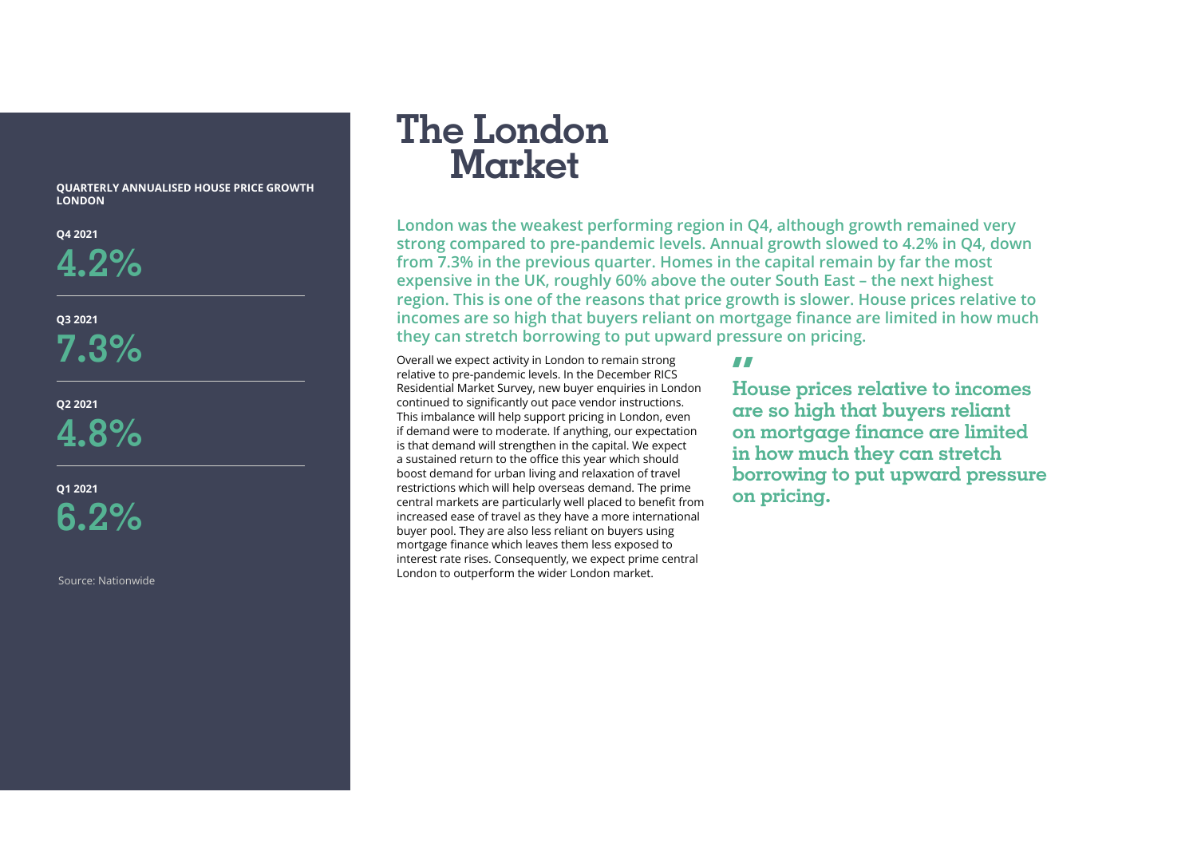# The London Market

**QUARTERLY ANNUALISED HOUSE PRICE GROWTH LONDON**

**Q4 2021**
**4.2%**

**Q3 2021**
**7.3%**

**Q2 2021**
**4.8%**

**Q1 2021**
**6.2%**

Source: Nationwide

**London was the weakest performing region in Q4, although growth remained very strong compared to pre-pandemic levels. Annual growth slowed to 4.2% in Q4, down from 7.3% in the previous quarter. Homes in the capital remain by far the most expensive in the UK, roughly 60% above the outer South East – the next highest region. This is one of the reasons that price growth is slower. House prices relative to incomes are so high that buyers reliant on mortgage finance are limited in how much they can stretch borrowing to put upward pressure on pricing.**

Overall we expect activity in London to remain strong relative to pre-pandemic levels. In the December RICS Residential Market Survey, new buyer enquiries in London continued to significantly out pace vendor instructions. This imbalance will help support pricing in London, even if demand were to moderate. If anything, our expectation is that demand will strengthen in the capital. We expect a sustained return to the office this year which should boost demand for urban living and relaxation of travel restrictions which will help overseas demand. The prime central markets are particularly well placed to benefit from increased ease of travel as they have a more international buyer pool. They are also less reliant on buyers using mortgage finance which leaves them less exposed to interest rate rises. Consequently, we expect prime central London to outperform the wider London market.

> "House prices relative to incomes are so high that buyers reliant on mortgage finance are limited in how much they can stretch borrowing to put upward pressure on pricing.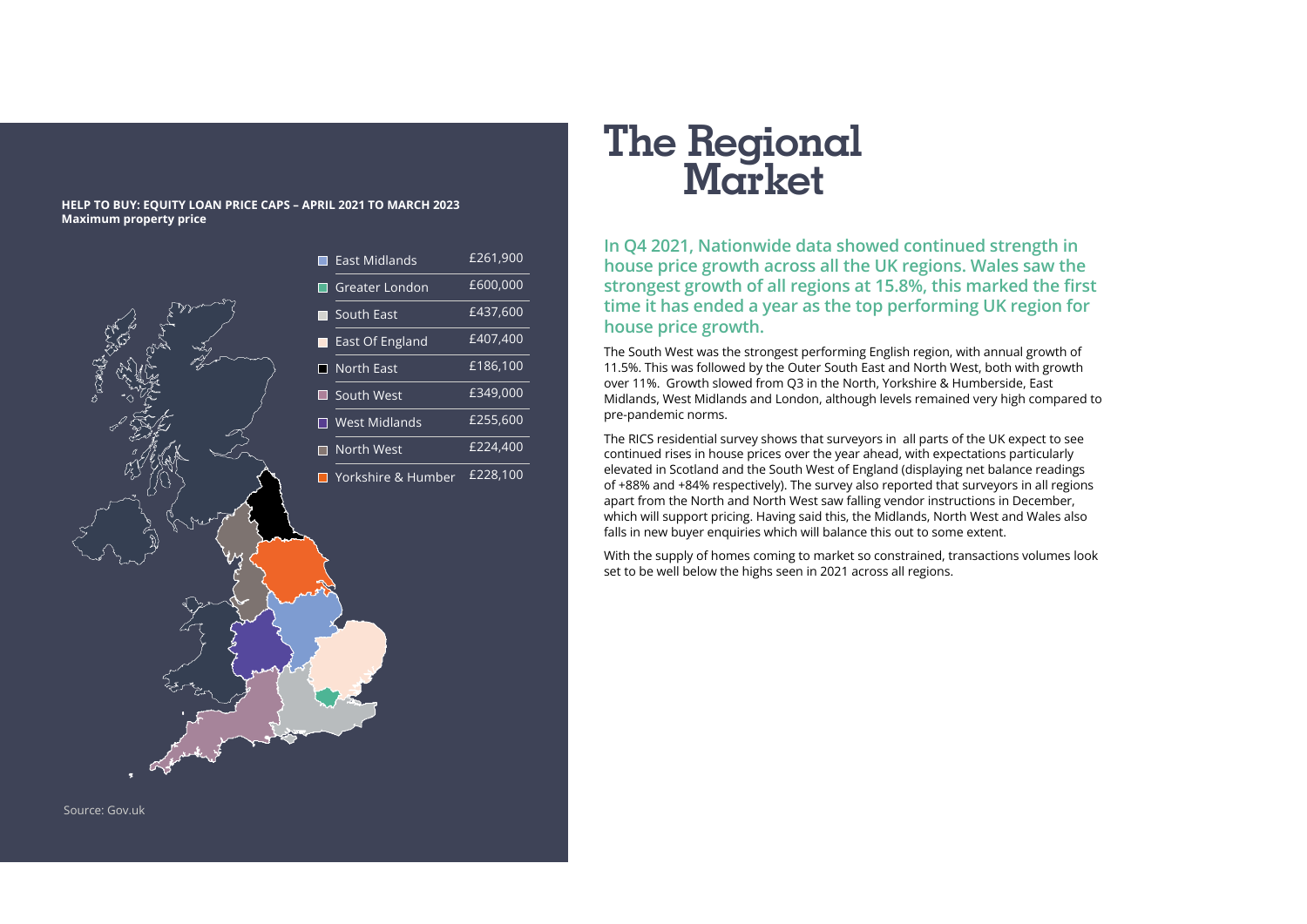**HELP TO BUY: EQUITY LOAN PRICE CAPS – APRIL 2021 TO MARCH 2023**
**Maximum property price**

| Region | Price cap |
| --- | --- |
| East Midlands | £261,900 |
| Greater London | £600,000 |
| South East | £437,600 |
| East Of England | £407,400 |
| North East | £186,100 |
| South West | £349,000 |
| West Midlands | £255,600 |
| North West | £224,400 |
| Yorkshire & Humber | £228,100 |

Source: Gov.uk

# The Regional Market

**In Q4 2021, Nationwide data showed continued strength in house price growth across all the UK regions. Wales saw the strongest growth of all regions at 15.8%, this marked the first time it has ended a year as the top performing UK region for house price growth.**

The South West was the strongest performing English region, with annual growth of 11.5%. This was followed by the Outer South East and North West, both with growth over 11%. Growth slowed from Q3 in the North, Yorkshire & Humberside, East Midlands, West Midlands and London, although levels remained very high compared to pre-pandemic norms.

The RICS residential survey shows that surveyors in all parts of the UK expect to see continued rises in house prices over the year ahead, with expectations particularly elevated in Scotland and the South West of England (displaying net balance readings of +88% and +84% respectively). The survey also reported that surveyors in all regions apart from the North and North West saw falling vendor instructions in December, which will support pricing. Having said this, the Midlands, North West and Wales also falls in new buyer enquiries which will balance this out to some extent.

With the supply of homes coming to market so constrained, transactions volumes look set to be well below the highs seen in 2021 across all regions.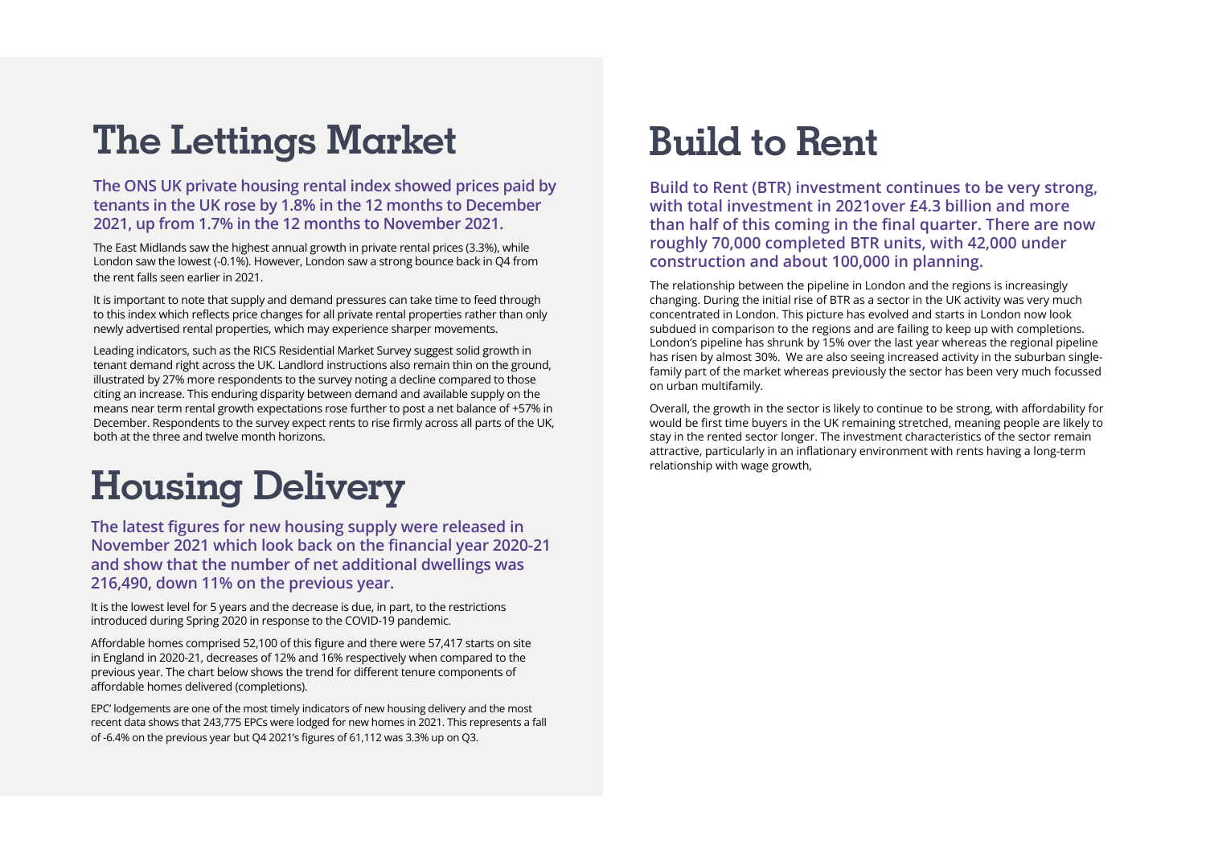# The Lettings Market

**The ONS UK private housing rental index showed prices paid by tenants in the UK rose by 1.8% in the 12 months to December 2021, up from 1.7% in the 12 months to November 2021.**

The East Midlands saw the highest annual growth in private rental prices (3.3%), while London saw the lowest (-0.1%). However, London saw a strong bounce back in Q4 from the rent falls seen earlier in 2021.

It is important to note that supply and demand pressures can take time to feed through to this index which reflects price changes for all private rental properties rather than only newly advertised rental properties, which may experience sharper movements.

Leading indicators, such as the RICS Residential Market Survey suggest solid growth in tenant demand right across the UK. Landlord instructions also remain thin on the ground, illustrated by 27% more respondents to the survey noting a decline compared to those citing an increase. This enduring disparity between demand and available supply on the means near term rental growth expectations rose further to post a net balance of +57% in December. Respondents to the survey expect rents to rise firmly across all parts of the UK, both at the three and twelve month horizons.

# Housing Delivery

**The latest figures for new housing supply were released in November 2021 which look back on the financial year 2020-21 and show that the number of net additional dwellings was 216,490, down 11% on the previous year.**

It is the lowest level for 5 years and the decrease is due, in part, to the restrictions introduced during Spring 2020 in response to the COVID-19 pandemic.

Affordable homes comprised 52,100 of this figure and there were 57,417 starts on site in England in 2020-21, decreases of 12% and 16% respectively when compared to the previous year. The chart below shows the trend for different tenure components of affordable homes delivered (completions).

EPC' lodgements are one of the most timely indicators of new housing delivery and the most recent data shows that 243,775 EPCs were lodged for new homes in 2021. This represents a fall of -6.4% on the previous year but Q4 2021's figures of 61,112 was 3.3% up on Q3.

# Build to Rent

**Build to Rent (BTR) investment continues to be very strong, with total investment in 2021over £4.3 billion and more than half of this coming in the final quarter. There are now roughly 70,000 completed BTR units, with 42,000 under construction and about 100,000 in planning.**

The relationship between the pipeline in London and the regions is increasingly changing. During the initial rise of BTR as a sector in the UK activity was very much concentrated in London. This picture has evolved and starts in London now look subdued in comparison to the regions and are failing to keep up with completions. London's pipeline has shrunk by 15% over the last year whereas the regional pipeline has risen by almost 30%. We are also seeing increased activity in the suburban single-family part of the market whereas previously the sector has been very much focussed on urban multifamily.

Overall, the growth in the sector is likely to continue to be strong, with affordability for would be first time buyers in the UK remaining stretched, meaning people are likely to stay in the rented sector longer. The investment characteristics of the sector remain attractive, particularly in an inflationary environment with rents having a long-term relationship with wage growth,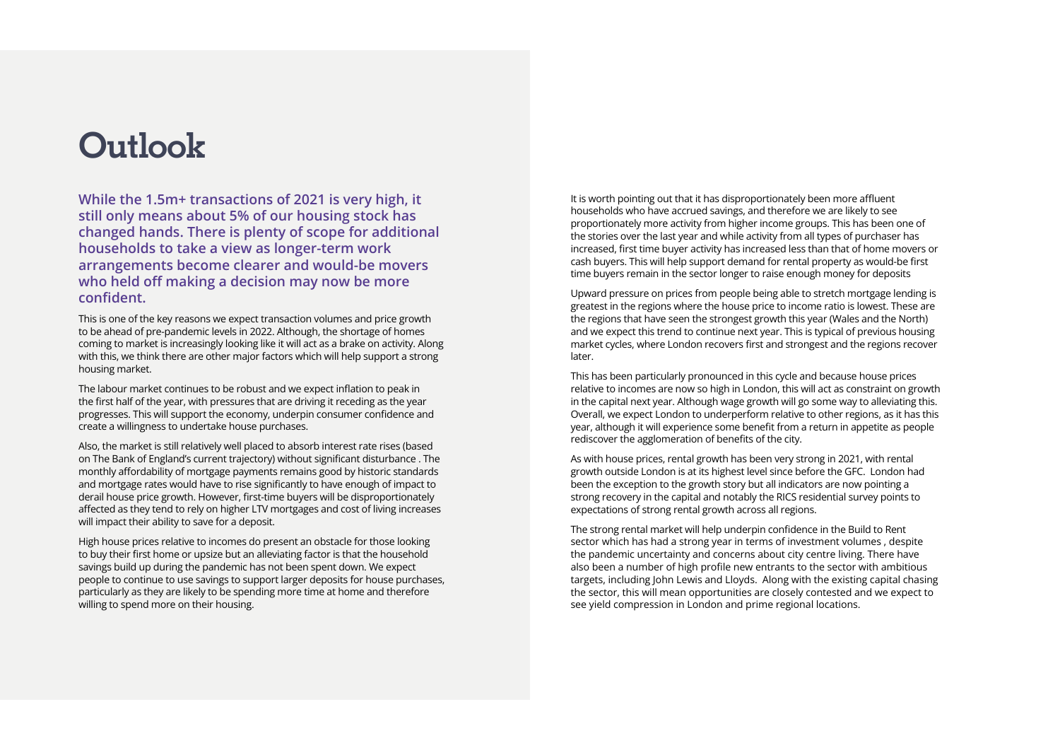# Outlook

**While the 1.5m+ transactions of 2021 is very high, it still only means about 5% of our housing stock has changed hands. There is plenty of scope for additional households to take a view as longer-term work arrangements become clearer and would-be movers who held off making a decision may now be more confident.**

This is one of the key reasons we expect transaction volumes and price growth to be ahead of pre-pandemic levels in 2022. Although, the shortage of homes coming to market is increasingly looking like it will act as a brake on activity. Along with this, we think there are other major factors which will help support a strong housing market.

The labour market continues to be robust and we expect inflation to peak in the first half of the year, with pressures that are driving it receding as the year progresses. This will support the economy, underpin consumer confidence and create a willingness to undertake house purchases.

Also, the market is still relatively well placed to absorb interest rate rises (based on The Bank of England's current trajectory) without significant disturbance . The monthly affordability of mortgage payments remains good by historic standards and mortgage rates would have to rise significantly to have enough of impact to derail house price growth. However, first-time buyers will be disproportionately affected as they tend to rely on higher LTV mortgages and cost of living increases will impact their ability to save for a deposit.

High house prices relative to incomes do present an obstacle for those looking to buy their first home or upsize but an alleviating factor is that the household savings build up during the pandemic has not been spent down. We expect people to continue to use savings to support larger deposits for house purchases, particularly as they are likely to be spending more time at home and therefore willing to spend more on their housing.

It is worth pointing out that it has disproportionately been more affluent households who have accrued savings, and therefore we are likely to see proportionately more activity from higher income groups. This has been one of the stories over the last year and while activity from all types of purchaser has increased, first time buyer activity has increased less than that of home movers or cash buyers. This will help support demand for rental property as would-be first time buyers remain in the sector longer to raise enough money for deposits

Upward pressure on prices from people being able to stretch mortgage lending is greatest in the regions where the house price to income ratio is lowest. These are the regions that have seen the strongest growth this year (Wales and the North) and we expect this trend to continue next year. This is typical of previous housing market cycles, where London recovers first and strongest and the regions recover later.

This has been particularly pronounced in this cycle and because house prices relative to incomes are now so high in London, this will act as constraint on growth in the capital next year. Although wage growth will go some way to alleviating this. Overall, we expect London to underperform relative to other regions, as it has this year, although it will experience some benefit from a return in appetite as people rediscover the agglomeration of benefits of the city.

As with house prices, rental growth has been very strong in 2021, with rental growth outside London is at its highest level since before the GFC. London had been the exception to the growth story but all indicators are now pointing a strong recovery in the capital and notably the RICS residential survey points to expectations of strong rental growth across all regions.

The strong rental market will help underpin confidence in the Build to Rent sector which has had a strong year in terms of investment volumes , despite the pandemic uncertainty and concerns about city centre living. There have also been a number of high profile new entrants to the sector with ambitious targets, including John Lewis and Lloyds. Along with the existing capital chasing the sector, this will mean opportunities are closely contested and we expect to see yield compression in London and prime regional locations.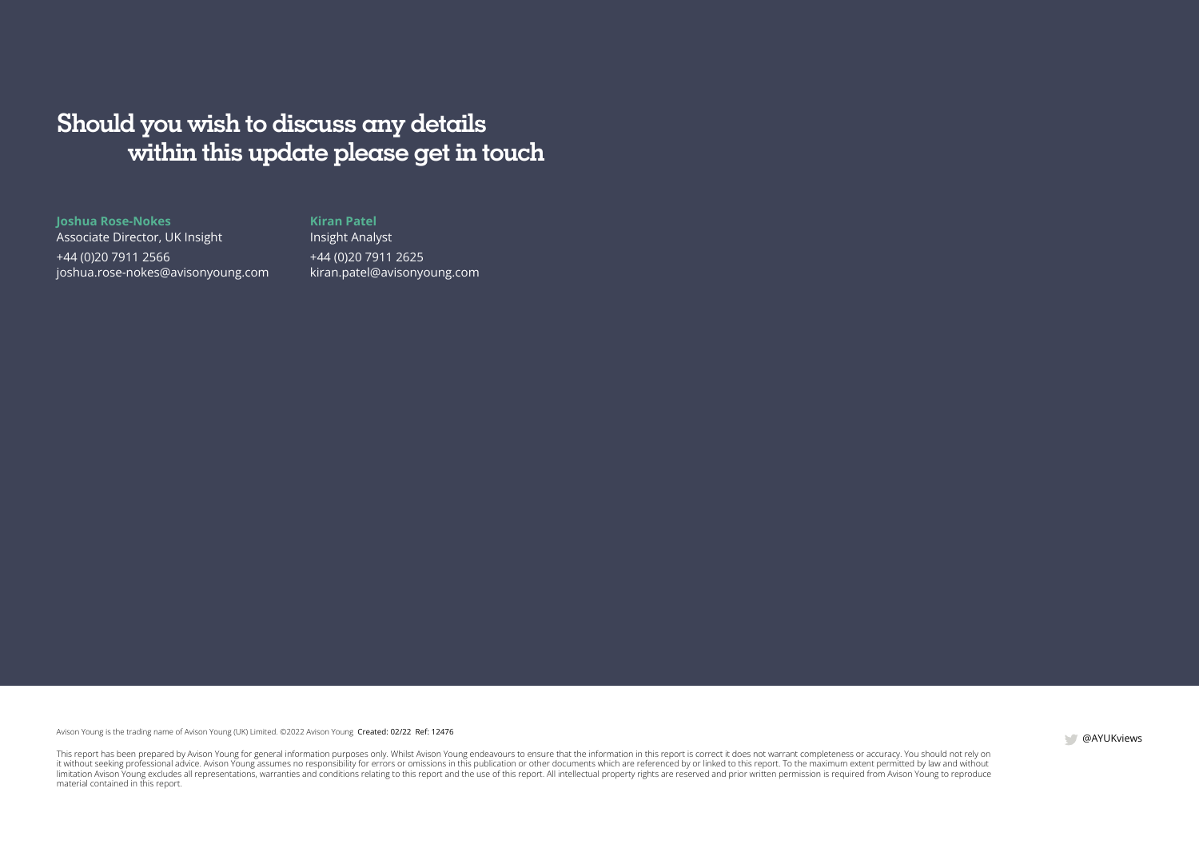# Should you wish to discuss any details within this update please get in touch

**Joshua Rose-Nokes**
Associate Director, UK Insight
+44 (0)20 7911 2566
joshua.rose-nokes@avisonyoung.com

**Kiran Patel**
Insight Analyst
+44 (0)20 7911 2625
kiran.patel@avisonyoung.com

Avison Young is the trading name of Avison Young (UK) Limited. ©2022 Avison Young Created: 02/22 Ref: 12476

@AYUKviews

This report has been prepared by Avison Young for general information purposes only. Whilst Avison Young endeavours to ensure that the information in this report is correct it does not warrant completeness or accuracy. You should not rely on it without seeking professional advice. Avison Young assumes no responsibility for errors or omissions in this publication or other documents which are referenced by or linked to this report. To the maximum extent permitted by law and without limitation Avison Young excludes all representations, warranties and conditions relating to this report and the use of this report. All intellectual property rights are reserved and prior written permission is required from Avison Young to reproduce material contained in this report.